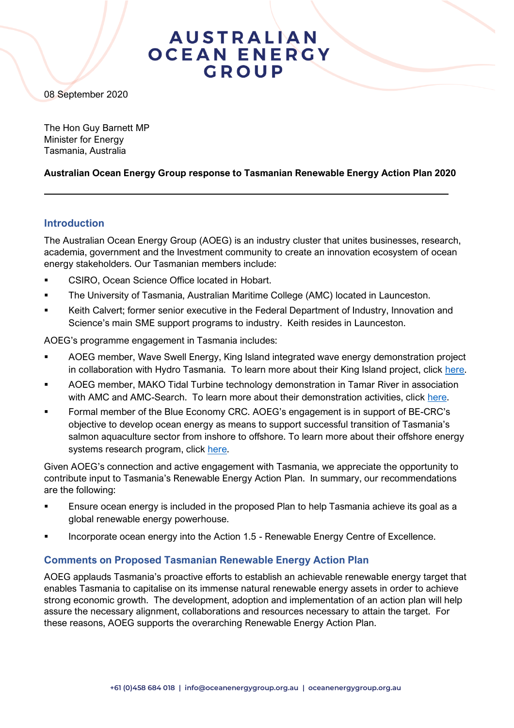# AUSTRALIAN OCEAN ENERGY GROUP

08 September 2020

The Hon Guy Barnett MP
Minister for Energy
Tasmania, Australia

**Australian Ocean Energy Group response to Tasmanian Renewable Energy Action Plan 2020**

---

## Introduction

The Australian Ocean Energy Group (AOEG) is an industry cluster that unites businesses, research, academia, government and the Investment community to create an innovation ecosystem of ocean energy stakeholders. Our Tasmanian members include:

- CSIRO, Ocean Science Office located in Hobart.
- The University of Tasmania, Australian Maritime College (AMC) located in Launceston.
- Keith Calvert; former senior executive in the Federal Department of Industry, Innovation and Science's main SME support programs to industry. Keith resides in Launceston.

AOEG's programme engagement in Tasmania includes:

- AOEG member, Wave Swell Energy, King Island integrated wave energy demonstration project in collaboration with Hydro Tasmania. To learn more about their King Island project, click here.
- AOEG member, MAKO Tidal Turbine technology demonstration in Tamar River in association with AMC and AMC-Search. To learn more about their demonstration activities, click here.
- Formal member of the Blue Economy CRC. AOEG's engagement is in support of BE-CRC's objective to develop ocean energy as means to support successful transition of Tasmania's salmon aquaculture sector from inshore to offshore. To learn more about their offshore energy systems research program, click here.

Given AOEG's connection and active engagement with Tasmania, we appreciate the opportunity to contribute input to Tasmania's Renewable Energy Action Plan. In summary, our recommendations are the following:

- Ensure ocean energy is included in the proposed Plan to help Tasmania achieve its goal as a global renewable energy powerhouse.
- Incorporate ocean energy into the Action 1.5 - Renewable Energy Centre of Excellence.

## Comments on Proposed Tasmanian Renewable Energy Action Plan

AOEG applauds Tasmania's proactive efforts to establish an achievable renewable energy target that enables Tasmania to capitalise on its immense natural renewable energy assets in order to achieve strong economic growth. The development, adoption and implementation of an action plan will help assure the necessary alignment, collaborations and resources necessary to attain the target. For these reasons, AOEG supports the overarching Renewable Energy Action Plan.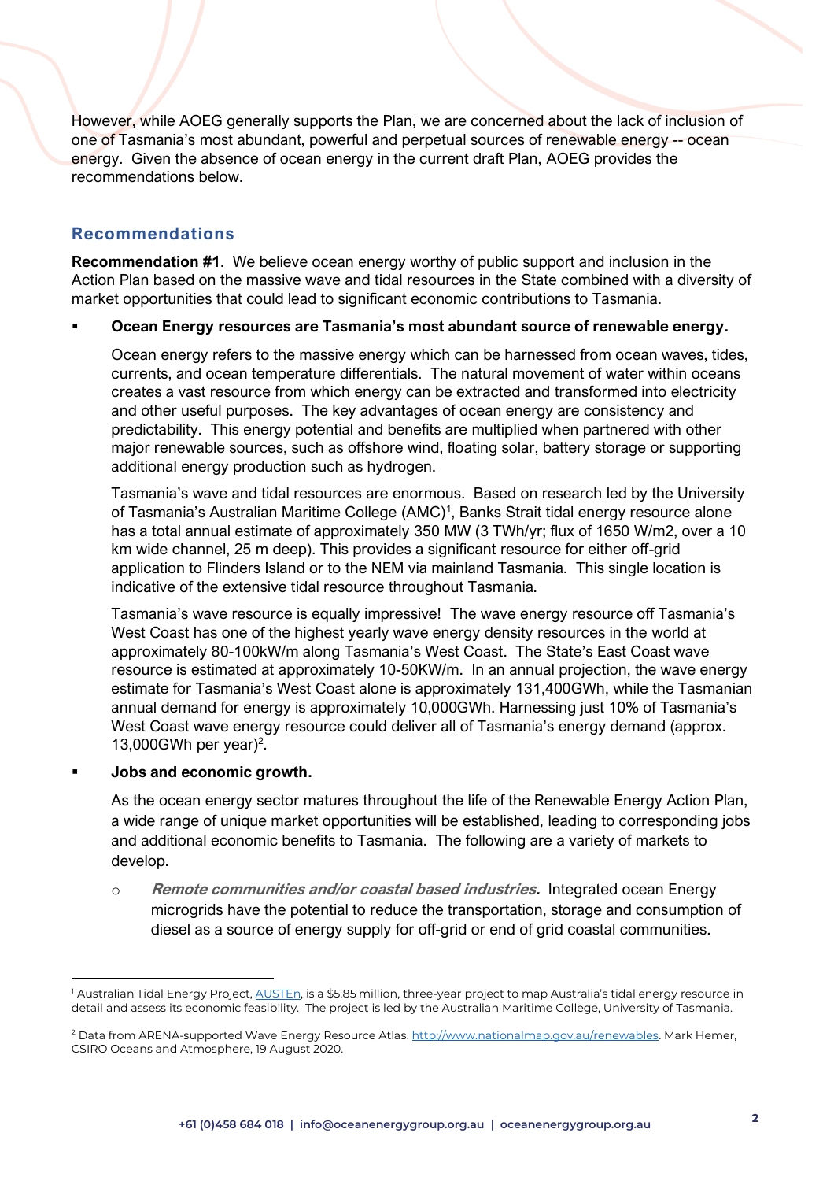However, while AOEG generally supports the Plan, we are concerned about the lack of inclusion of one of Tasmania's most abundant, powerful and perpetual sources of renewable energy -- ocean energy. Given the absence of ocean energy in the current draft Plan, AOEG provides the recommendations below.

## Recommendations

**Recommendation #1**. We believe ocean energy worthy of public support and inclusion in the Action Plan based on the massive wave and tidal resources in the State combined with a diversity of market opportunities that could lead to significant economic contributions to Tasmania.

- **Ocean Energy resources are Tasmania's most abundant source of renewable energy.**

  Ocean energy refers to the massive energy which can be harnessed from ocean waves, tides, currents, and ocean temperature differentials. The natural movement of water within oceans creates a vast resource from which energy can be extracted and transformed into electricity and other useful purposes. The key advantages of ocean energy are consistency and predictability. This energy potential and benefits are multiplied when partnered with other major renewable sources, such as offshore wind, floating solar, battery storage or supporting additional energy production such as hydrogen.

  Tasmania's wave and tidal resources are enormous. Based on research led by the University of Tasmania's Australian Maritime College (AMC)[1], Banks Strait tidal energy resource alone has a total annual estimate of approximately 350 MW (3 TWh/yr; flux of 1650 W/m2, over a 10 km wide channel, 25 m deep). This provides a significant resource for either off-grid application to Flinders Island or to the NEM via mainland Tasmania. This single location is indicative of the extensive tidal resource throughout Tasmania.

  Tasmania's wave resource is equally impressive! The wave energy resource off Tasmania's West Coast has one of the highest yearly wave energy density resources in the world at approximately 80-100kW/m along Tasmania's West Coast. The State's East Coast wave resource is estimated at approximately 10-50KW/m. In an annual projection, the wave energy estimate for Tasmania's West Coast alone is approximately 131,400GWh, while the Tasmanian annual demand for energy is approximately 10,000GWh. Harnessing just 10% of Tasmania's West Coast wave energy resource could deliver all of Tasmania's energy demand (approx. 13,000GWh per year)[2].

- **Jobs and economic growth.**

  As the ocean energy sector matures throughout the life of the Renewable Energy Action Plan, a wide range of unique market opportunities will be established, leading to corresponding jobs and additional economic benefits to Tasmania. The following are a variety of markets to develop.

  - ***Remote communities and/or coastal based industries.*** Integrated ocean Energy microgrids have the potential to reduce the transportation, storage and consumption of diesel as a source of energy supply for off-grid or end of grid coastal communities.

---

[1] Australian Tidal Energy Project, AUSTEn, is a $5.85 million, three-year project to map Australia's tidal energy resource in detail and assess its economic feasibility. The project is led by the Australian Maritime College, University of Tasmania.

[2] Data from ARENA-supported Wave Energy Resource Atlas. http://www.nationalmap.gov.au/renewables. Mark Hemer, CSIRO Oceans and Atmosphere, 19 August 2020.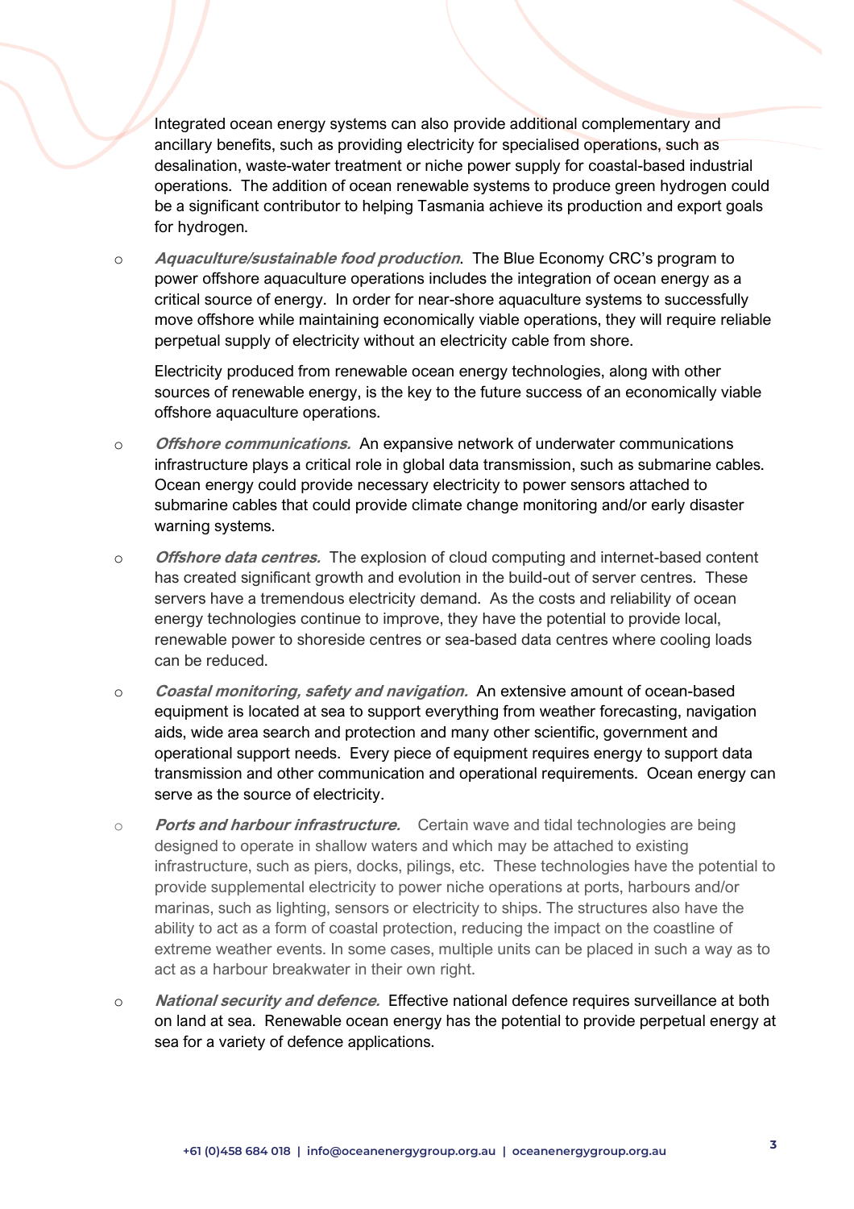Integrated ocean energy systems can also provide additional complementary and ancillary benefits, such as providing electricity for specialised operations, such as desalination, waste-water treatment or niche power supply for coastal-based industrial operations. The addition of ocean renewable systems to produce green hydrogen could be a significant contributor to helping Tasmania achieve its production and export goals for hydrogen.

- ***Aquaculture/sustainable food production***. The Blue Economy CRC's program to power offshore aquaculture operations includes the integration of ocean energy as a critical source of energy. In order for near-shore aquaculture systems to successfully move offshore while maintaining economically viable operations, they will require reliable perpetual supply of electricity without an electricity cable from shore.

  Electricity produced from renewable ocean energy technologies, along with other sources of renewable energy, is the key to the future success of an economically viable offshore aquaculture operations.

- ***Offshore communications.*** An expansive network of underwater communications infrastructure plays a critical role in global data transmission, such as submarine cables. Ocean energy could provide necessary electricity to power sensors attached to submarine cables that could provide climate change monitoring and/or early disaster warning systems.

- ***Offshore data centres.*** The explosion of cloud computing and internet-based content has created significant growth and evolution in the build-out of server centres. These servers have a tremendous electricity demand. As the costs and reliability of ocean energy technologies continue to improve, they have the potential to provide local, renewable power to shoreside centres or sea-based data centres where cooling loads can be reduced.

- ***Coastal monitoring, safety and navigation.*** An extensive amount of ocean-based equipment is located at sea to support everything from weather forecasting, navigation aids, wide area search and protection and many other scientific, government and operational support needs. Every piece of equipment requires energy to support data transmission and other communication and operational requirements. Ocean energy can serve as the source of electricity.

- ***Ports and harbour infrastructure.*** Certain wave and tidal technologies are being designed to operate in shallow waters and which may be attached to existing infrastructure, such as piers, docks, pilings, etc. These technologies have the potential to provide supplemental electricity to power niche operations at ports, harbours and/or marinas, such as lighting, sensors or electricity to ships. The structures also have the ability to act as a form of coastal protection, reducing the impact on the coastline of extreme weather events. In some cases, multiple units can be placed in such a way as to act as a harbour breakwater in their own right.

- ***National security and defence.*** Effective national defence requires surveillance at both on land at sea. Renewable ocean energy has the potential to provide perpetual energy at sea for a variety of defence applications.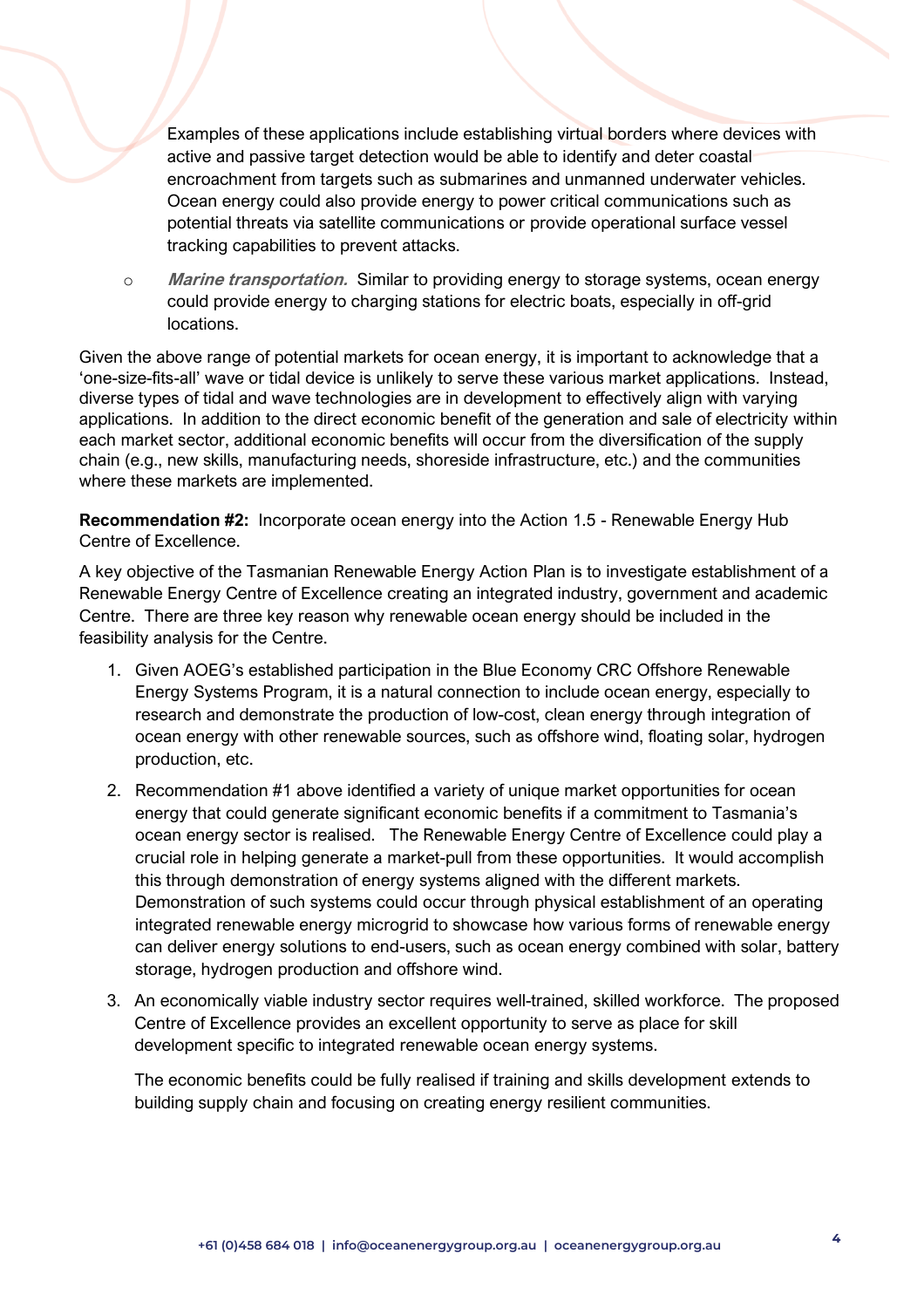Examples of these applications include establishing virtual borders where devices with active and passive target detection would be able to identify and deter coastal encroachment from targets such as submarines and unmanned underwater vehicles. Ocean energy could also provide energy to power critical communications such as potential threats via satellite communications or provide operational surface vessel tracking capabilities to prevent attacks.

- ***Marine transportation.*** Similar to providing energy to storage systems, ocean energy could provide energy to charging stations for electric boats, especially in off-grid locations.

Given the above range of potential markets for ocean energy, it is important to acknowledge that a 'one-size-fits-all' wave or tidal device is unlikely to serve these various market applications. Instead, diverse types of tidal and wave technologies are in development to effectively align with varying applications. In addition to the direct economic benefit of the generation and sale of electricity within each market sector, additional economic benefits will occur from the diversification of the supply chain (e.g., new skills, manufacturing needs, shoreside infrastructure, etc.) and the communities where these markets are implemented.

**Recommendation #2:** Incorporate ocean energy into the Action 1.5 - Renewable Energy Hub Centre of Excellence.

A key objective of the Tasmanian Renewable Energy Action Plan is to investigate establishment of a Renewable Energy Centre of Excellence creating an integrated industry, government and academic Centre. There are three key reason why renewable ocean energy should be included in the feasibility analysis for the Centre.

1. Given AOEG's established participation in the Blue Economy CRC Offshore Renewable Energy Systems Program, it is a natural connection to include ocean energy, especially to research and demonstrate the production of low-cost, clean energy through integration of ocean energy with other renewable sources, such as offshore wind, floating solar, hydrogen production, etc.
2. Recommendation #1 above identified a variety of unique market opportunities for ocean energy that could generate significant economic benefits if a commitment to Tasmania's ocean energy sector is realised. The Renewable Energy Centre of Excellence could play a crucial role in helping generate a market-pull from these opportunities. It would accomplish this through demonstration of energy systems aligned with the different markets. Demonstration of such systems could occur through physical establishment of an operating integrated renewable energy microgrid to showcase how various forms of renewable energy can deliver energy solutions to end-users, such as ocean energy combined with solar, battery storage, hydrogen production and offshore wind.
3. An economically viable industry sector requires well-trained, skilled workforce. The proposed Centre of Excellence provides an excellent opportunity to serve as place for skill development specific to integrated renewable ocean energy systems.

   The economic benefits could be fully realised if training and skills development extends to building supply chain and focusing on creating energy resilient communities.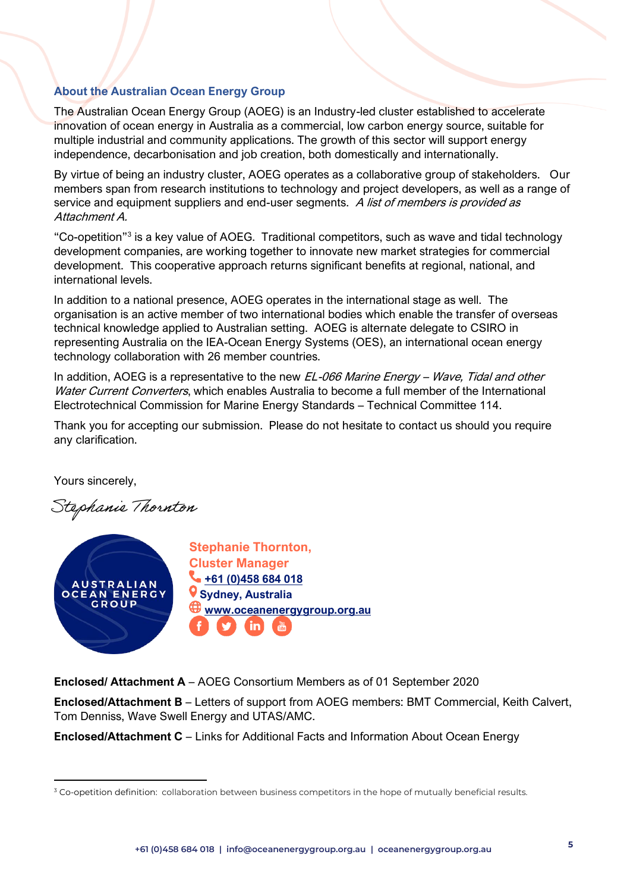### About the Australian Ocean Energy Group

The Australian Ocean Energy Group (AOEG) is an Industry-led cluster established to accelerate innovation of ocean energy in Australia as a commercial, low carbon energy source, suitable for multiple industrial and community applications. The growth of this sector will support energy independence, decarbonisation and job creation, both domestically and internationally.

By virtue of being an industry cluster, AOEG operates as a collaborative group of stakeholders. Our members span from research institutions to technology and project developers, as well as a range of service and equipment suppliers and end-user segments. *A list of members is provided as Attachment A.*

"Co-opetition"[3] is a key value of AOEG. Traditional competitors, such as wave and tidal technology development companies, are working together to innovate new market strategies for commercial development. This cooperative approach returns significant benefits at regional, national, and international levels.

In addition to a national presence, AOEG operates in the international stage as well. The organisation is an active member of two international bodies which enable the transfer of overseas technical knowledge applied to Australian setting. AOEG is alternate delegate to CSIRO in representing Australia on the IEA-Ocean Energy Systems (OES), an international ocean energy technology collaboration with 26 member countries.

In addition, AOEG is a representative to the new *EL-066 Marine Energy – Wave, Tidal and other Water Current Converters*, which enables Australia to become a full member of the International Electrotechnical Commission for Marine Energy Standards – Technical Committee 114.

Thank you for accepting our submission. Please do not hesitate to contact us should you require any clarification.

Yours sincerely,

*Stephanie Thornton*

AUSTRALIAN OCEAN ENERGY GROUP

**Stephanie Thornton,**
**Cluster Manager**
**+61 (0)458 684 018**
**Sydney, Australia**
**www.oceanenergygroup.org.au**

**Enclosed/ Attachment A** – AOEG Consortium Members as of 01 September 2020

**Enclosed/Attachment B** – Letters of support from AOEG members: BMT Commercial, Keith Calvert, Tom Denniss, Wave Swell Energy and UTAS/AMC.

**Enclosed/Attachment C** – Links for Additional Facts and Information About Ocean Energy

---

[3] Co-opetition definition: collaboration between business competitors in the hope of mutually beneficial results.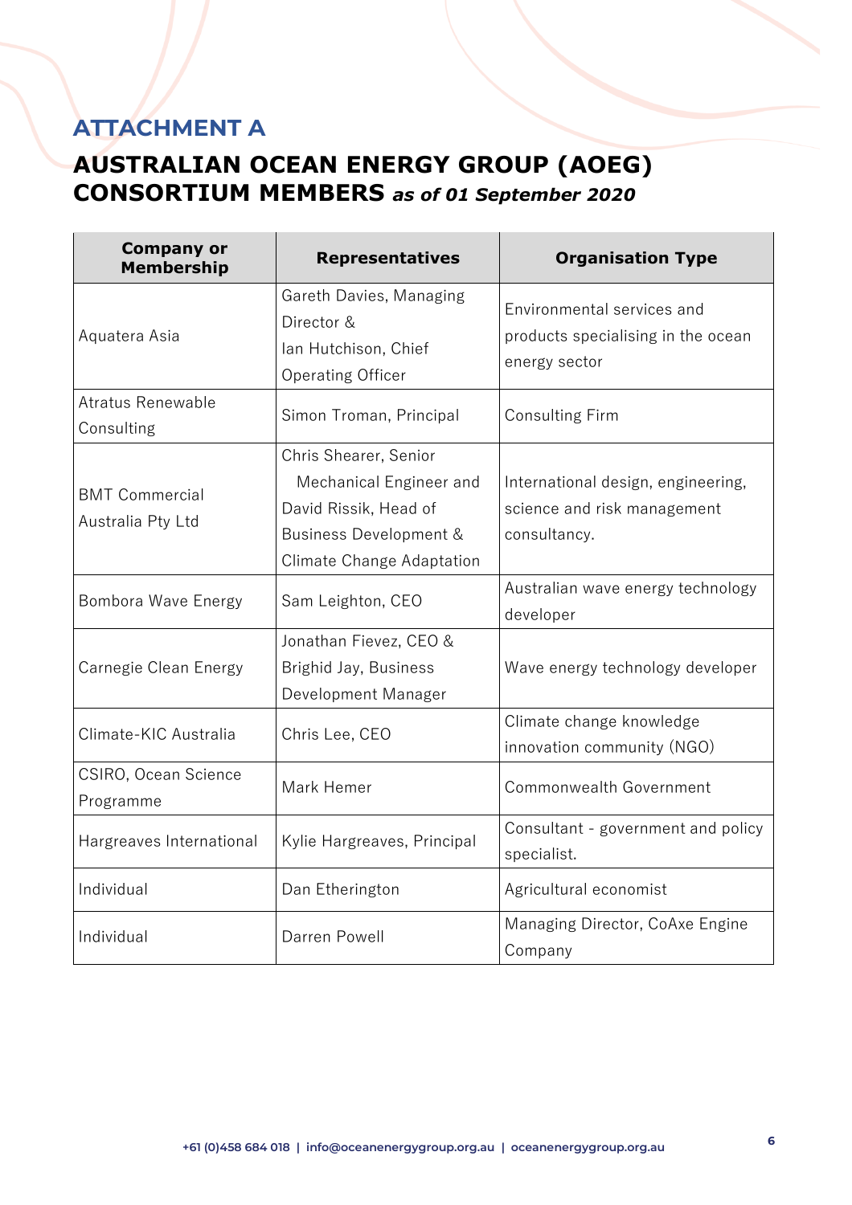## ATTACHMENT A

# AUSTRALIAN OCEAN ENERGY GROUP (AOEG) CONSORTIUM MEMBERS *as of 01 September 2020*

| Company or Membership | Representatives | Organisation Type |
|---|---|---|
| Aquatera Asia | Gareth Davies, Managing Director & Ian Hutchison, Chief Operating Officer | Environmental services and products specialising in the ocean energy sector |
| Atratus Renewable Consulting | Simon Troman, Principal | Consulting Firm |
| BMT Commercial Australia Pty Ltd | Chris Shearer, Senior Mechanical Engineer and David Rissik, Head of Business Development & Climate Change Adaptation | International design, engineering, science and risk management consultancy. |
| Bombora Wave Energy | Sam Leighton, CEO | Australian wave energy technology developer |
| Carnegie Clean Energy | Jonathan Fievez, CEO & Brighid Jay, Business Development Manager | Wave energy technology developer |
| Climate-KIC Australia | Chris Lee, CEO | Climate change knowledge innovation community (NGO) |
| CSIRO, Ocean Science Programme | Mark Hemer | Commonwealth Government |
| Hargreaves International | Kylie Hargreaves, Principal | Consultant - government and policy specialist. |
| Individual | Dan Etherington | Agricultural economist |
| Individual | Darren Powell | Managing Director, CoAxe Engine Company |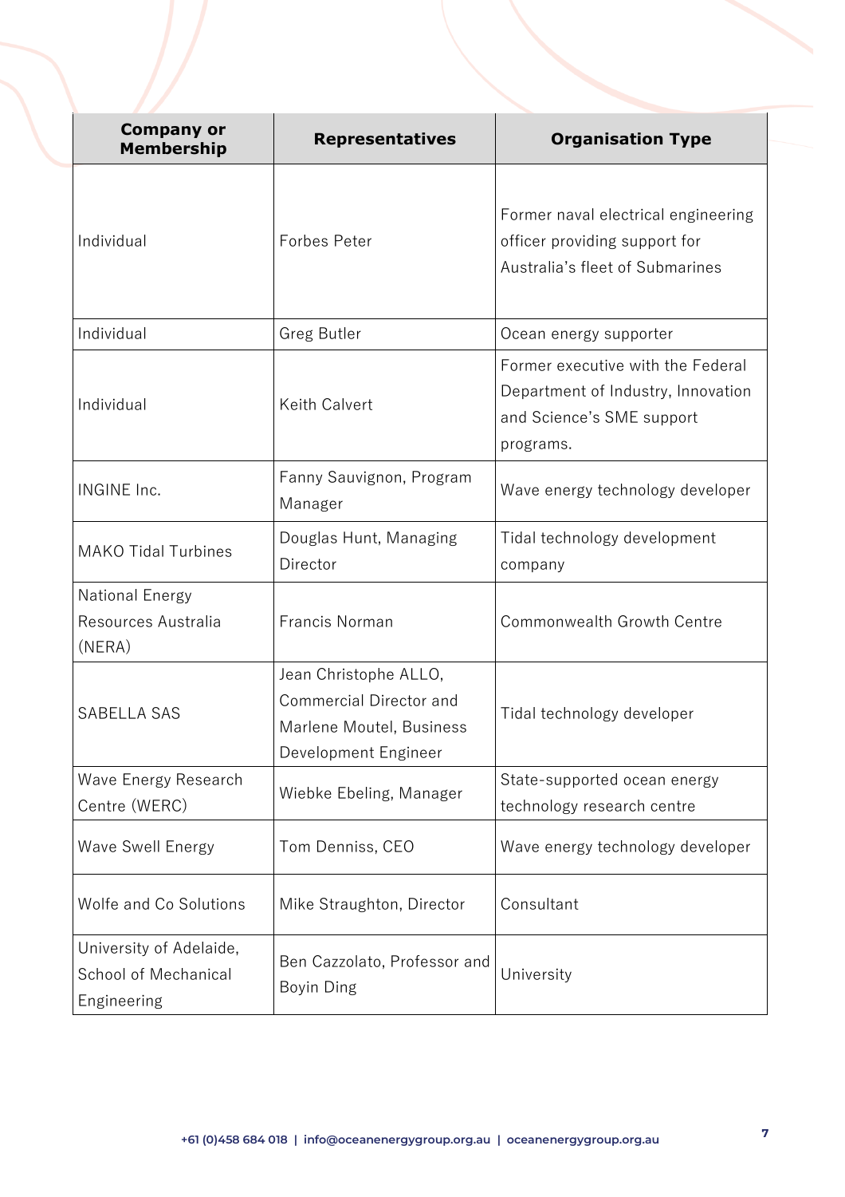| Company or Membership | Representatives | Organisation Type |
| --- | --- | --- |
| Individual | Forbes Peter | Former naval electrical engineering officer providing support for Australia's fleet of Submarines |
| Individual | Greg Butler | Ocean energy supporter |
| Individual | Keith Calvert | Former executive with the Federal Department of Industry, Innovation and Science's SME support programs. |
| INGINE Inc. | Fanny Sauvignon, Program Manager | Wave energy technology developer |
| MAKO Tidal Turbines | Douglas Hunt, Managing Director | Tidal technology development company |
| National Energy Resources Australia (NERA) | Francis Norman | Commonwealth Growth Centre |
| SABELLA SAS | Jean Christophe ALLO, Commercial Director and Marlene Moutel, Business Development Engineer | Tidal technology developer |
| Wave Energy Research Centre (WERC) | Wiebke Ebeling, Manager | State-supported ocean energy technology research centre |
| Wave Swell Energy | Tom Denniss, CEO | Wave energy technology developer |
| Wolfe and Co Solutions | Mike Straughton, Director | Consultant |
| University of Adelaide, School of Mechanical Engineering | Ben Cazzolato, Professor and Boyin Ding | University |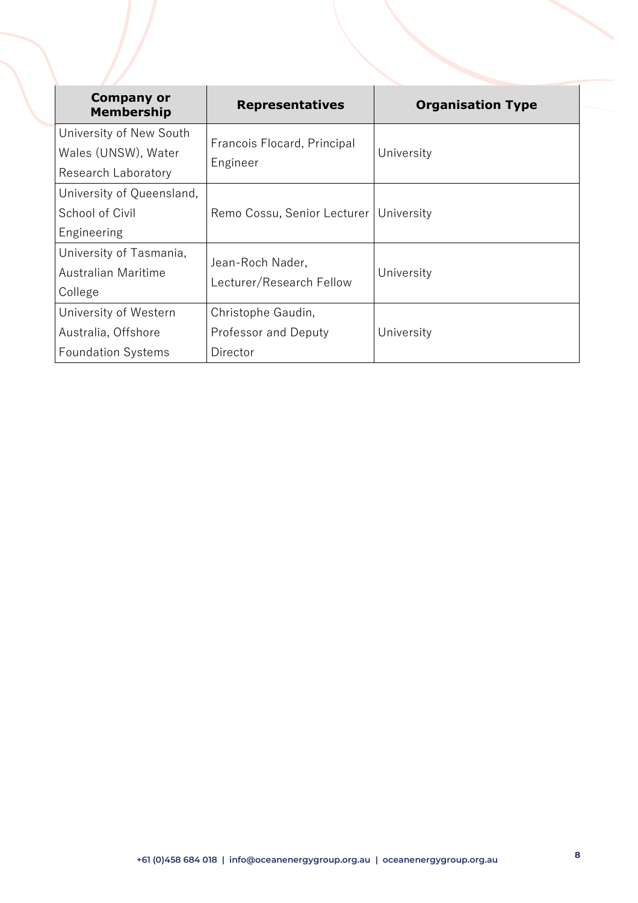| Company or Membership | Representatives | Organisation Type |
|---|---|---|
| University of New South Wales (UNSW), Water Research Laboratory | Francois Flocard, Principal Engineer | University |
| University of Queensland, School of Civil Engineering | Remo Cossu, Senior Lecturer | University |
| University of Tasmania, Australian Maritime College | Jean-Roch Nader, Lecturer/Research Fellow | University |
| University of Western Australia, Offshore Foundation Systems | Christophe Gaudin, Professor and Deputy Director | University |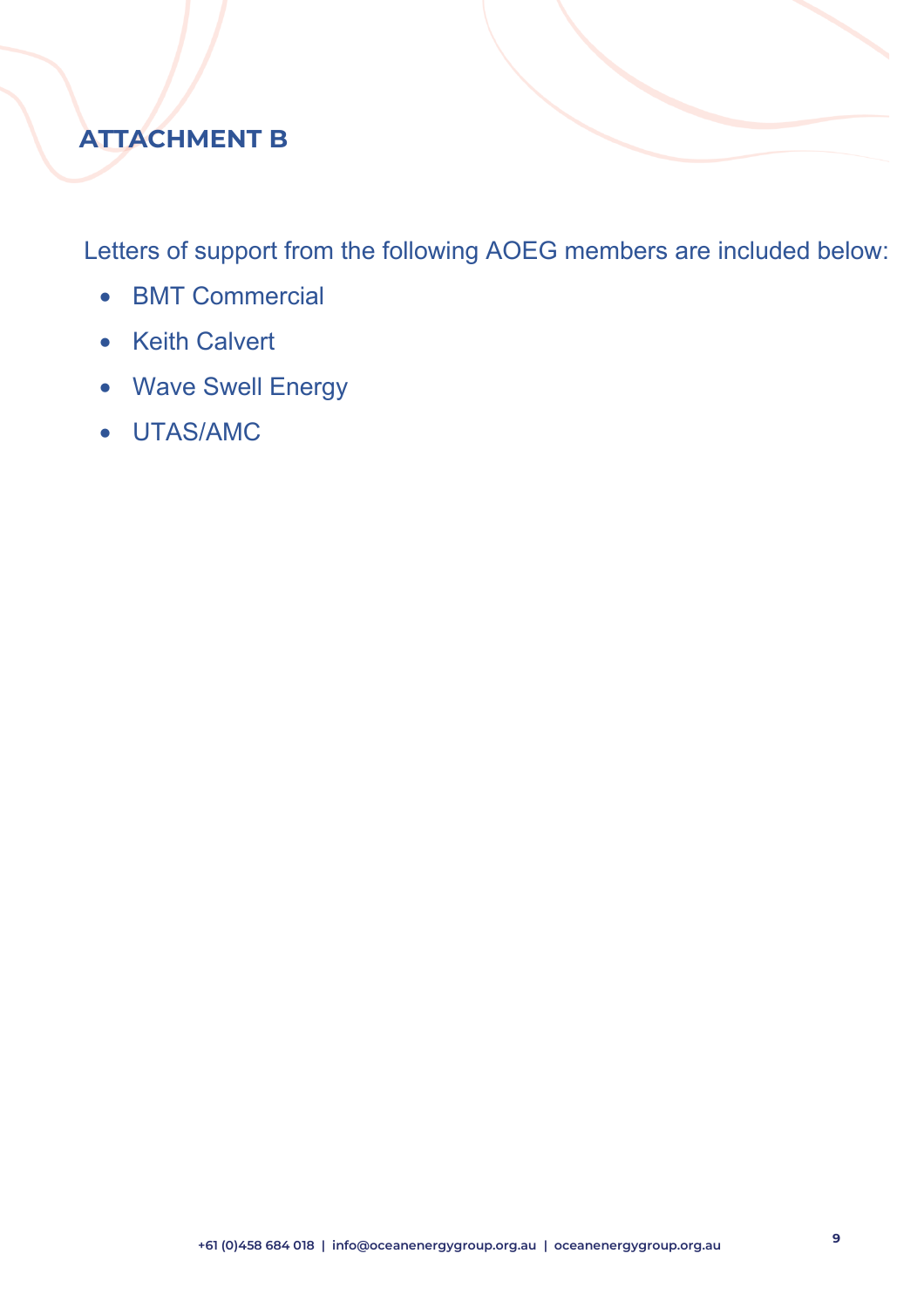## ATTACHMENT B

Letters of support from the following AOEG members are included below:

- BMT Commercial
- Keith Calvert
- Wave Swell Energy
- UTAS/AMC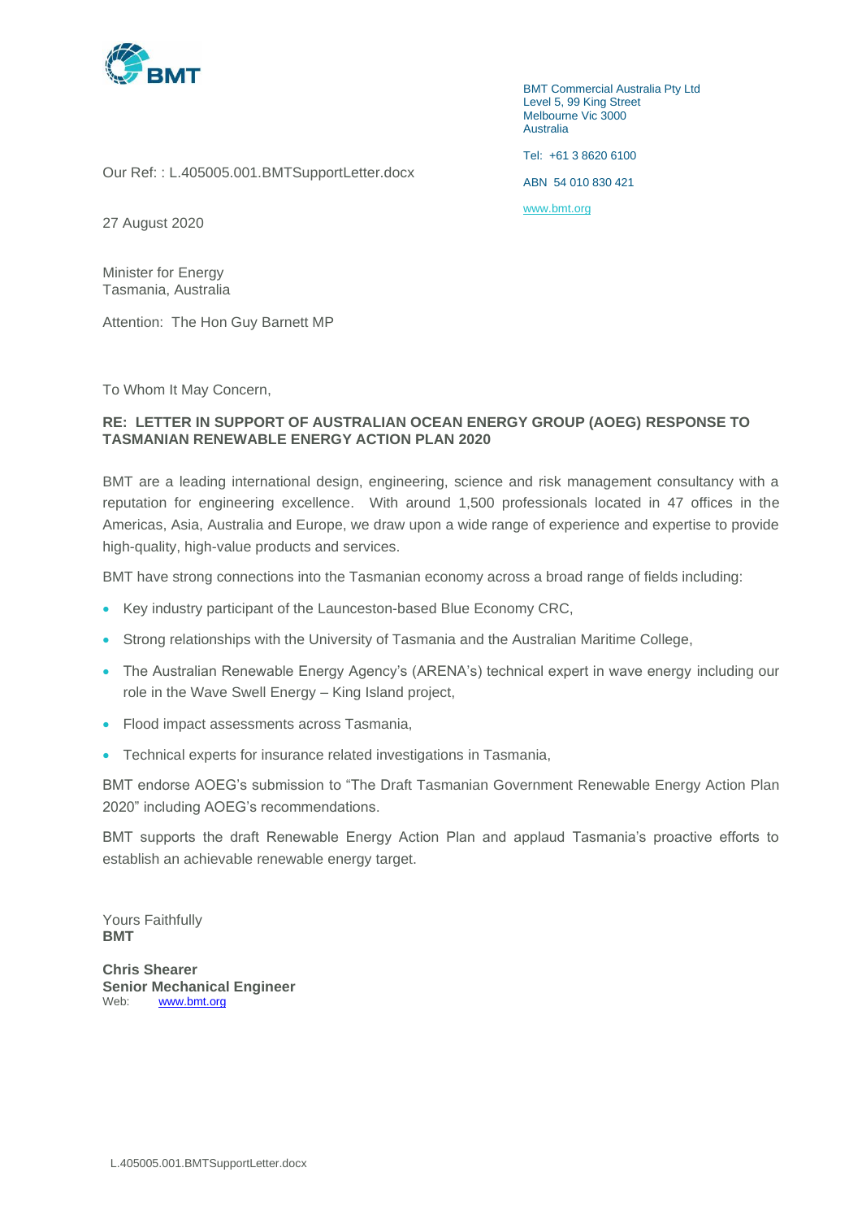BMT Commercial Australia Pty Ltd
Level 5, 99 King Street
Melbourne Vic 3000
Australia

Tel: +61 3 8620 6100

ABN 54 010 830 421

www.bmt.org

Our Ref: : L.405005.001.BMTSupportLetter.docx

27 August 2020

Minister for Energy
Tasmania, Australia

Attention: The Hon Guy Barnett MP

To Whom It May Concern,

**RE: LETTER IN SUPPORT OF AUSTRALIAN OCEAN ENERGY GROUP (AOEG) RESPONSE TO TASMANIAN RENEWABLE ENERGY ACTION PLAN 2020**

BMT are a leading international design, engineering, science and risk management consultancy with a reputation for engineering excellence. With around 1,500 professionals located in 47 offices in the Americas, Asia, Australia and Europe, we draw upon a wide range of experience and expertise to provide high-quality, high-value products and services.

BMT have strong connections into the Tasmanian economy across a broad range of fields including:

- Key industry participant of the Launceston-based Blue Economy CRC,
- Strong relationships with the University of Tasmania and the Australian Maritime College,
- The Australian Renewable Energy Agency's (ARENA's) technical expert in wave energy including our role in the Wave Swell Energy – King Island project,
- Flood impact assessments across Tasmania,
- Technical experts for insurance related investigations in Tasmania,

BMT endorse AOEG's submission to "The Draft Tasmanian Government Renewable Energy Action Plan 2020" including AOEG's recommendations.

BMT supports the draft Renewable Energy Action Plan and applaud Tasmania's proactive efforts to establish an achievable renewable energy target.

Yours Faithfully
**BMT**

**Chris Shearer**
**Senior Mechanical Engineer**
Web: www.bmt.org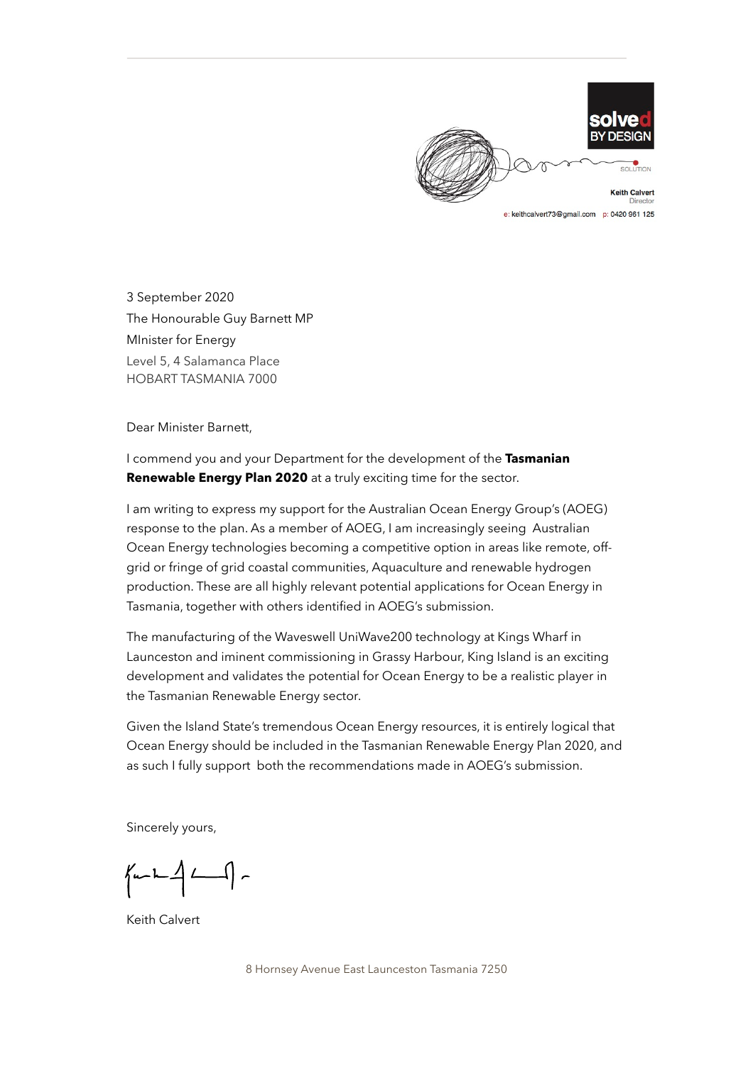solved BY DESIGN

SOLUTION

**Keith Calvert**
Director

e: keithcalvert73@gmail.com p: 0420 961 125

3 September 2020
The Honourable Guy Barnett MP
MInister for Energy
Level 5, 4 Salamanca Place
HOBART TASMANIA 7000

Dear Minister Barnett,

I commend you and your Department for the development of the **Tasmanian Renewable Energy Plan 2020** at a truly exciting time for the sector.

I am writing to express my support for the Australian Ocean Energy Group's (AOEG) response to the plan. As a member of AOEG, I am increasingly seeing Australian Ocean Energy technologies becoming a competitive option in areas like remote, off-grid or fringe of grid coastal communities, Aquaculture and renewable hydrogen production. These are all highly relevant potential applications for Ocean Energy in Tasmania, together with others identified in AOEG's submission.

The manufacturing of the Waveswell UniWave200 technology at Kings Wharf in Launceston and iminent commissioning in Grassy Harbour, King Island is an exciting development and validates the potential for Ocean Energy to be a realistic player in the Tasmanian Renewable Energy sector.

Given the Island State's tremendous Ocean Energy resources, it is entirely logical that Ocean Energy should be included in the Tasmanian Renewable Energy Plan 2020, and as such I fully support both the recommendations made in AOEG's submission.

Sincerely yours,

Keith Calvert

8 Hornsey Avenue East Launceston Tasmania 7250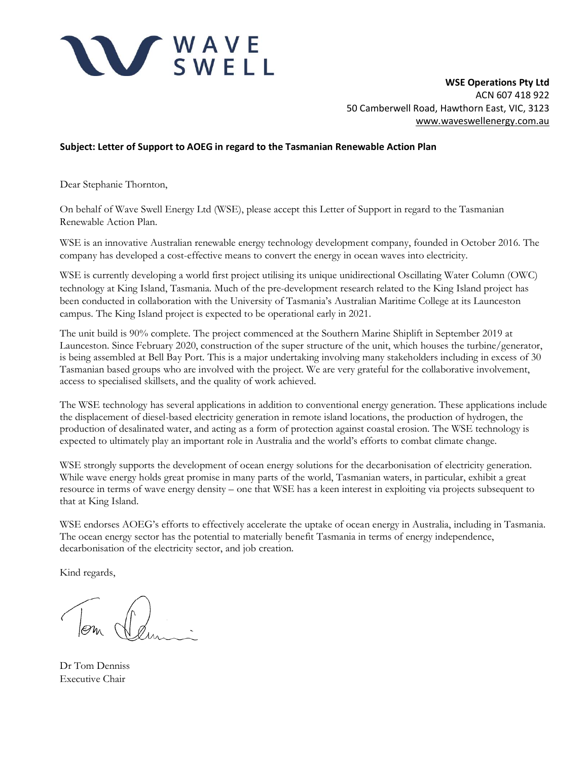WAVE SWELL

**WSE Operations Pty Ltd**
ACN 607 418 922
50 Camberwell Road, Hawthorn East, VIC, 3123
www.waveswellenergy.com.au

**Subject: Letter of Support to AOEG in regard to the Tasmanian Renewable Action Plan**

Dear Stephanie Thornton,

On behalf of Wave Swell Energy Ltd (WSE), please accept this Letter of Support in regard to the Tasmanian Renewable Action Plan.

WSE is an innovative Australian renewable energy technology development company, founded in October 2016. The company has developed a cost-effective means to convert the energy in ocean waves into electricity.

WSE is currently developing a world first project utilising its unique unidirectional Oscillating Water Column (OWC) technology at King Island, Tasmania. Much of the pre-development research related to the King Island project has been conducted in collaboration with the University of Tasmania's Australian Maritime College at its Launceston campus. The King Island project is expected to be operational early in 2021.

The unit build is 90% complete. The project commenced at the Southern Marine Shiplift in September 2019 at Launceston. Since February 2020, construction of the super structure of the unit, which houses the turbine/generator, is being assembled at Bell Bay Port. This is a major undertaking involving many stakeholders including in excess of 30 Tasmanian based groups who are involved with the project. We are very grateful for the collaborative involvement, access to specialised skillsets, and the quality of work achieved.

The WSE technology has several applications in addition to conventional energy generation. These applications include the displacement of diesel-based electricity generation in remote island locations, the production of hydrogen, the production of desalinated water, and acting as a form of protection against coastal erosion. The WSE technology is expected to ultimately play an important role in Australia and the world's efforts to combat climate change.

WSE strongly supports the development of ocean energy solutions for the decarbonisation of electricity generation. While wave energy holds great promise in many parts of the world, Tasmanian waters, in particular, exhibit a great resource in terms of wave energy density – one that WSE has a keen interest in exploiting via projects subsequent to that at King Island.

WSE endorses AOEG's efforts to effectively accelerate the uptake of ocean energy in Australia, including in Tasmania. The ocean energy sector has the potential to materially benefit Tasmania in terms of energy independence, decarbonisation of the electricity sector, and job creation.

Kind regards,

Dr Tom Denniss
Executive Chair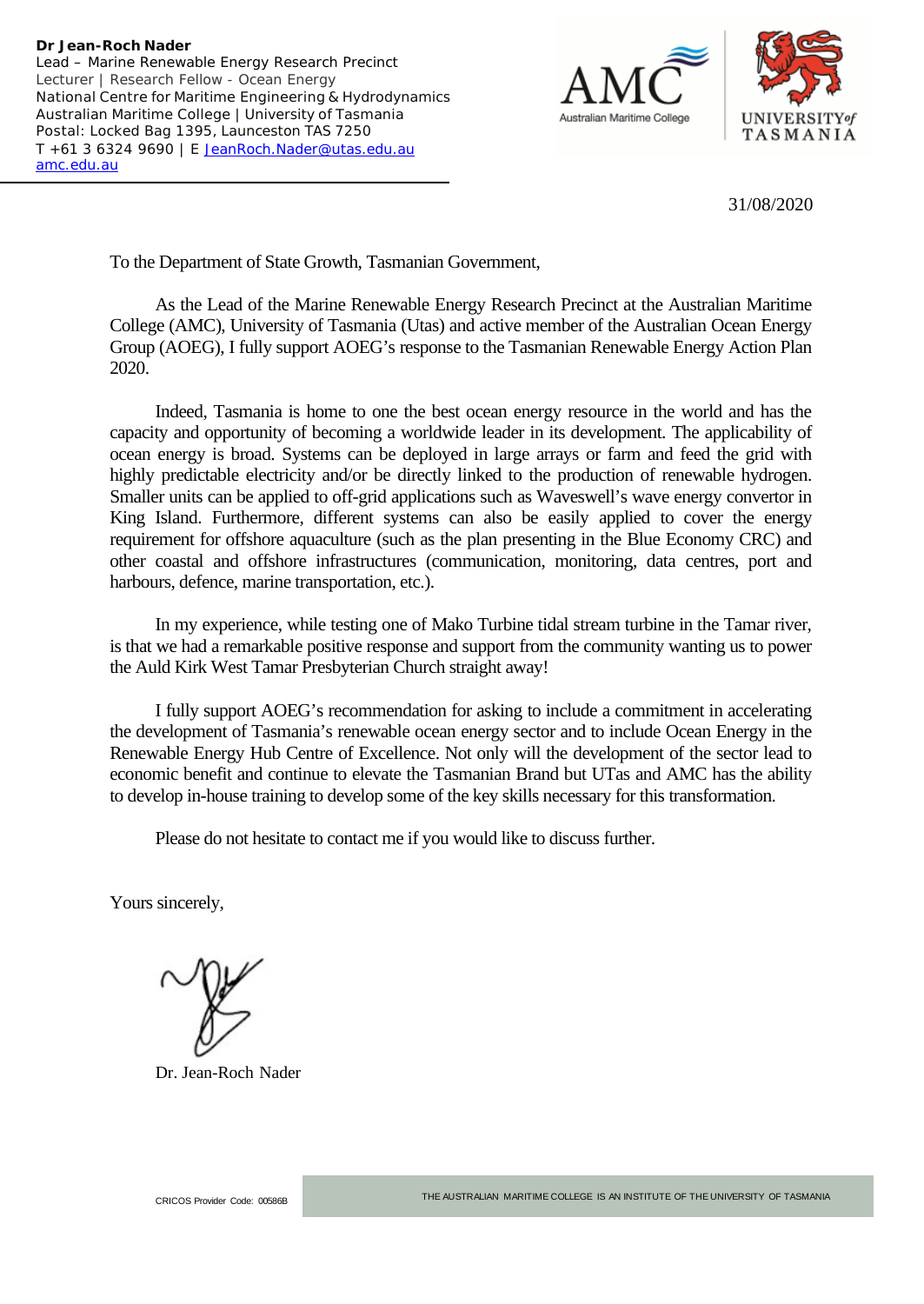**Dr Jean-Roch Nader**
Lead – Marine Renewable Energy Research Precinct
Lecturer | Research Fellow - Ocean Energy
National Centre for Maritime Engineering & Hydrodynamics
Australian Maritime College | University of Tasmania
Postal: Locked Bag 1395, Launceston TAS 7250
T +61 3 6324 9690 | E JeanRoch.Nader@utas.edu.au
amc.edu.au

31/08/2020

To the Department of State Growth, Tasmanian Government,

As the Lead of the Marine Renewable Energy Research Precinct at the Australian Maritime College (AMC), University of Tasmania (Utas) and active member of the Australian Ocean Energy Group (AOEG), I fully support AOEG's response to the Tasmanian Renewable Energy Action Plan 2020.

Indeed, Tasmania is home to one the best ocean energy resource in the world and has the capacity and opportunity of becoming a worldwide leader in its development. The applicability of ocean energy is broad. Systems can be deployed in large arrays or farm and feed the grid with highly predictable electricity and/or be directly linked to the production of renewable hydrogen. Smaller units can be applied to off-grid applications such as Waveswell's wave energy convertor in King Island. Furthermore, different systems can also be easily applied to cover the energy requirement for offshore aquaculture (such as the plan presenting in the Blue Economy CRC) and other coastal and offshore infrastructures (communication, monitoring, data centres, port and harbours, defence, marine transportation, etc.).

In my experience, while testing one of Mako Turbine tidal stream turbine in the Tamar river, is that we had a remarkable positive response and support from the community wanting us to power the Auld Kirk West Tamar Presbyterian Church straight away!

I fully support AOEG's recommendation for asking to include a commitment in accelerating the development of Tasmania's renewable ocean energy sector and to include Ocean Energy in the Renewable Energy Hub Centre of Excellence. Not only will the development of the sector lead to economic benefit and continue to elevate the Tasmanian Brand but UTas and AMC has the ability to develop in-house training to develop some of the key skills necessary for this transformation.

Please do not hesitate to contact me if you would like to discuss further.

Yours sincerely,

Dr. Jean-Roch Nader

CRICOS Provider Code: 00586B

THE AUSTRALIAN MARITIME COLLEGE IS AN INSTITUTE OF THE UNIVERSITY OF TASMANIA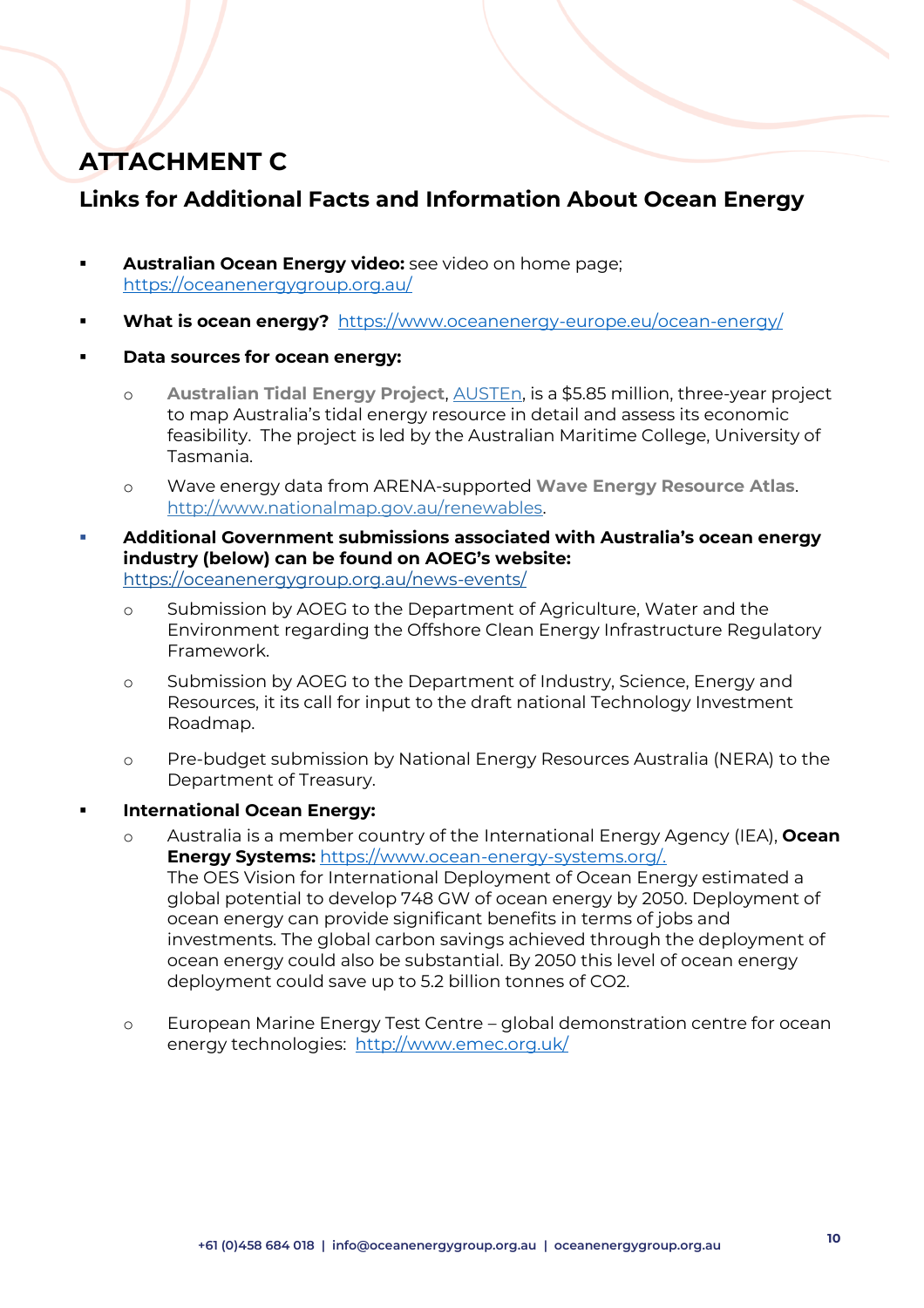# ATTACHMENT C

## Links for Additional Facts and Information About Ocean Energy

- **Australian Ocean Energy video:** see video on home page; https://oceanenergygroup.org.au/
- **What is ocean energy?** https://www.oceanenergy-europe.eu/ocean-energy/
- **Data sources for ocean energy:**
  - **Australian Tidal Energy Project**, AUSTEn, is a $5.85 million, three-year project to map Australia's tidal energy resource in detail and assess its economic feasibility. The project is led by the Australian Maritime College, University of Tasmania.
  - Wave energy data from ARENA-supported **Wave Energy Resource Atlas**. http://www.nationalmap.gov.au/renewables.
- **Additional Government submissions associated with Australia's ocean energy industry (below) can be found on AOEG's website:** https://oceanenergygroup.org.au/news-events/
  - Submission by AOEG to the Department of Agriculture, Water and the Environment regarding the Offshore Clean Energy Infrastructure Regulatory Framework.
  - Submission by AOEG to the Department of Industry, Science, Energy and Resources, it its call for input to the draft national Technology Investment Roadmap.
  - Pre-budget submission by National Energy Resources Australia (NERA) to the Department of Treasury.
- **International Ocean Energy:**
  - Australia is a member country of the International Energy Agency (IEA), **Ocean Energy Systems:** https://www.ocean-energy-systems.org/.
    The OES Vision for International Deployment of Ocean Energy estimated a global potential to develop 748 GW of ocean energy by 2050. Deployment of ocean energy can provide significant benefits in terms of jobs and investments. The global carbon savings achieved through the deployment of ocean energy could also be substantial. By 2050 this level of ocean energy deployment could save up to 5.2 billion tonnes of $CO_2$.
  - European Marine Energy Test Centre – global demonstration centre for ocean energy technologies: http://www.emec.org.uk/